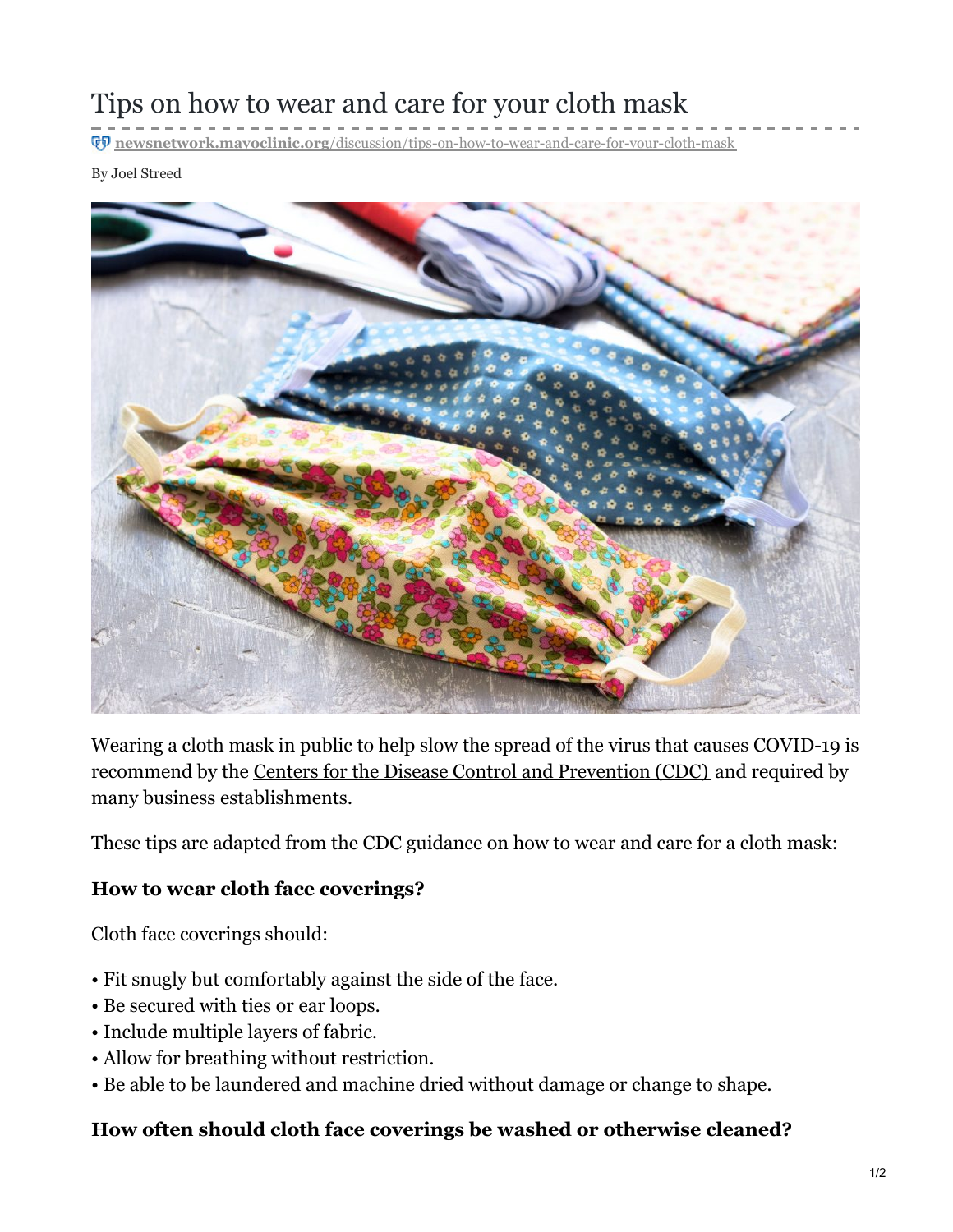# Tips on how to wear and care for your cloth mask

newsnetwork.mayoclinic.org/discussion/tips-on-how-to-wear-and-care-for-your-cloth-mask

By Joel Streed

Wearing a cloth mask in public to help slow the spread of the virus that causes COVID-19 is recommend by the Centers for the Disease Control and Prevention (CDC) and required by many business establishments.

These tips are adapted from the CDC guidance on how to wear and care for a cloth mask:

**How to wear cloth face coverings?**

Cloth face coverings should:

- Fit snugly but comfortably against the side of the face.
- Be secured with ties or ear loops.
- Include multiple layers of fabric.
- Allow for breathing without restriction.
- Be able to be laundered and machine dried without damage or change to shape.

**How often should cloth face coverings be washed or otherwise cleaned?**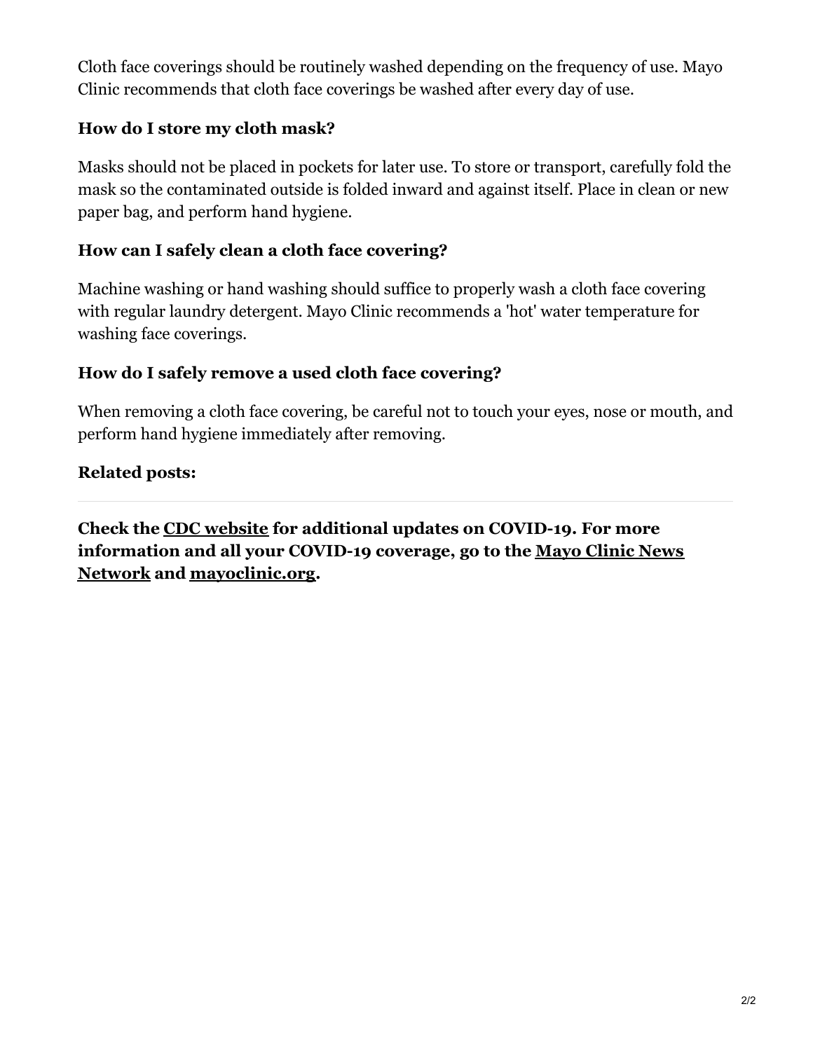Cloth face coverings should be routinely washed depending on the frequency of use. Mayo Clinic recommends that cloth face coverings be washed after every day of use.

### How do I store my cloth mask?

Masks should not be placed in pockets for later use. To store or transport, carefully fold the mask so the contaminated outside is folded inward and against itself. Place in clean or new paper bag, and perform hand hygiene.

### How can I safely clean a cloth face covering?

Machine washing or hand washing should suffice to properly wash a cloth face covering with regular laundry detergent. Mayo Clinic recommends a 'hot' water temperature for washing face coverings.

### How do I safely remove a used cloth face covering?

When removing a cloth face covering, be careful not to touch your eyes, nose or mouth, and perform hand hygiene immediately after removing.

**Related posts:**

---

**Check the CDC website for additional updates on COVID-19. For more information and all your COVID-19 coverage, go to the Mayo Clinic News Network and mayoclinic.org.**